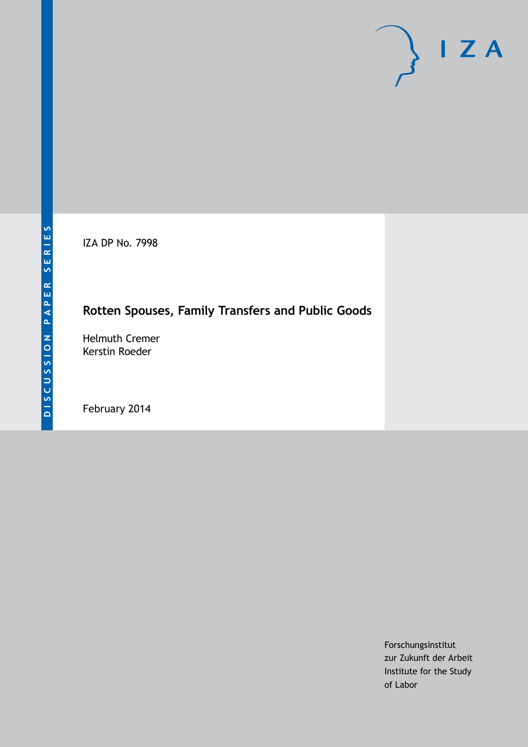DISCUSSION PAPER SERIES

IZA DP No. 7998

# Rotten Spouses, Family Transfers and Public Goods

Helmuth Cremer
Kerstin Roeder

February 2014

Forschungsinstitut
zur Zukunft der Arbeit
Institute for the Study
of Labor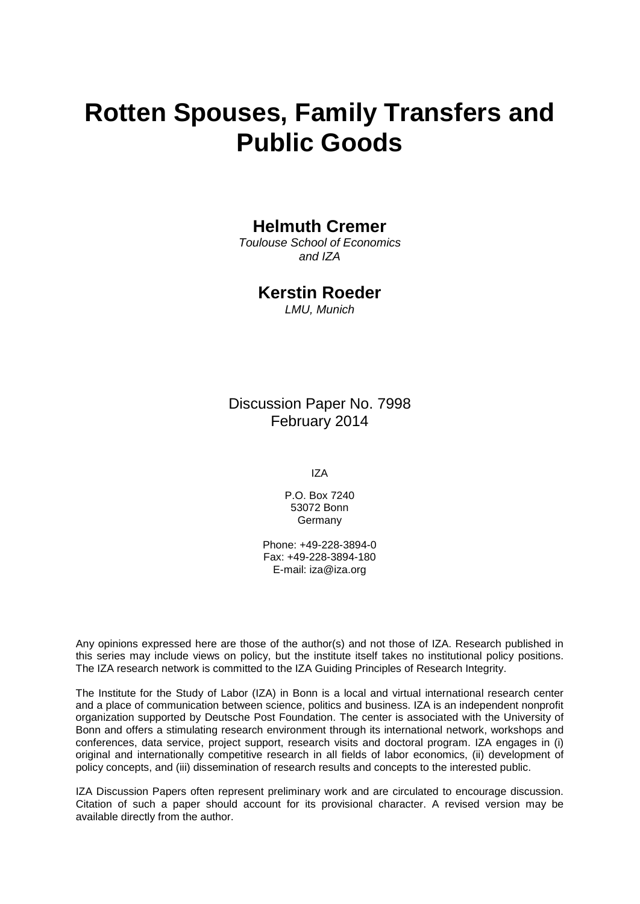# Rotten Spouses, Family Transfers and Public Goods

**Helmuth Cremer**

*Toulouse School of Economics and IZA*

**Kerstin Roeder**

*LMU, Munich*

Discussion Paper No. 7998
February 2014

IZA

P.O. Box 7240
53072 Bonn
Germany

Phone: +49-228-3894-0
Fax: +49-228-3894-180
E-mail: iza@iza.org

Any opinions expressed here are those of the author(s) and not those of IZA. Research published in this series may include views on policy, but the institute itself takes no institutional policy positions. The IZA research network is committed to the IZA Guiding Principles of Research Integrity.

The Institute for the Study of Labor (IZA) in Bonn is a local and virtual international research center and a place of communication between science, politics and business. IZA is an independent nonprofit organization supported by Deutsche Post Foundation. The center is associated with the University of Bonn and offers a stimulating research environment through its international network, workshops and conferences, data service, project support, research visits and doctoral program. IZA engages in (i) original and internationally competitive research in all fields of labor economics, (ii) development of policy concepts, and (iii) dissemination of research results and concepts to the interested public.

IZA Discussion Papers often represent preliminary work and are circulated to encourage discussion. Citation of such a paper should account for its provisional character. A revised version may be available directly from the author.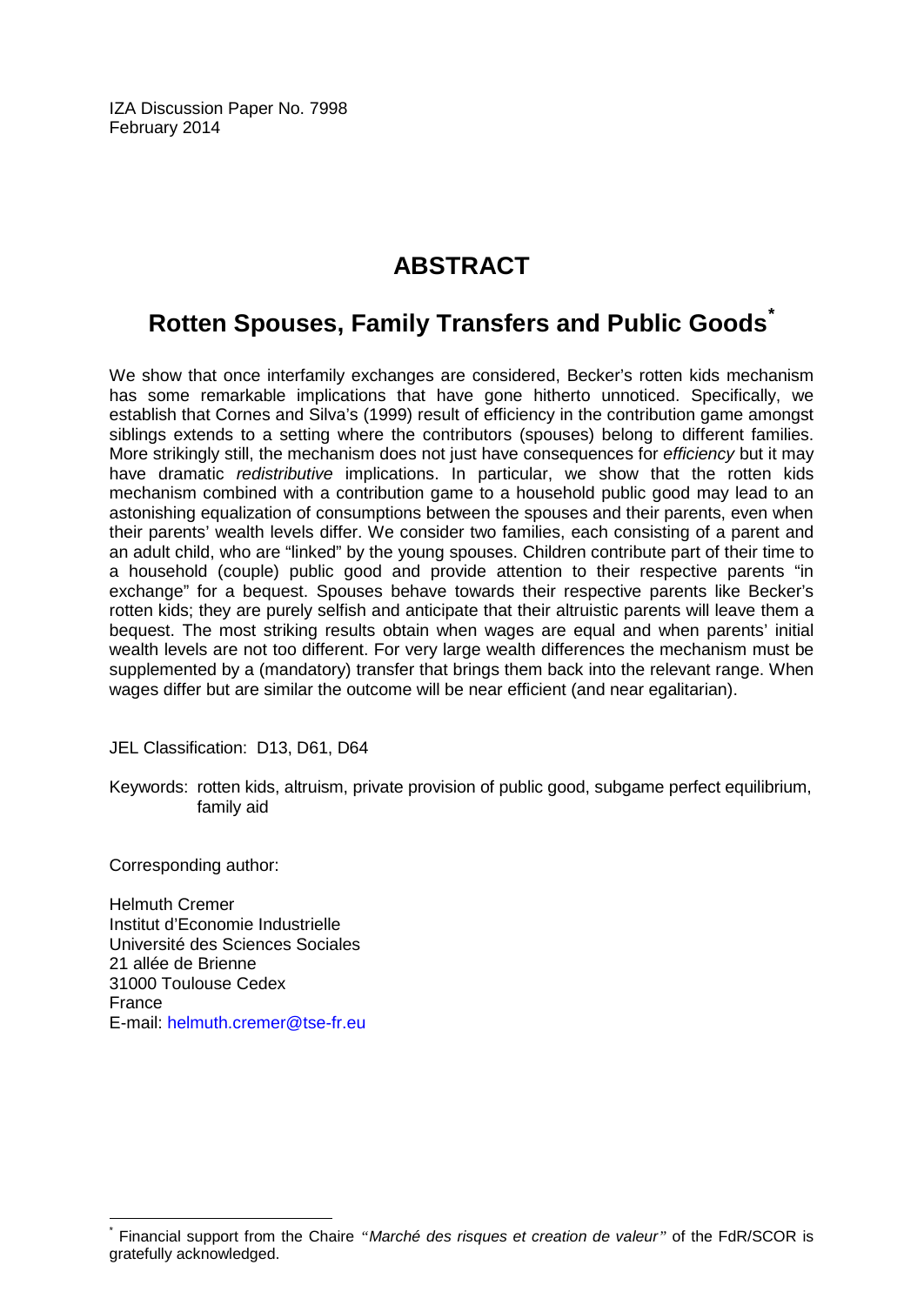IZA Discussion Paper No. 7998
February 2014

# ABSTRACT

## Rotten Spouses, Family Transfers and Public Goods*

We show that once interfamily exchanges are considered, Becker's rotten kids mechanism has some remarkable implications that have gone hitherto unnoticed. Specifically, we establish that Cornes and Silva's (1999) result of efficiency in the contribution game amongst siblings extends to a setting where the contributors (spouses) belong to different families. More strikingly still, the mechanism does not just have consequences for *efficiency* but it may have dramatic *redistributive* implications. In particular, we show that the rotten kids mechanism combined with a contribution game to a household public good may lead to an astonishing equalization of consumptions between the spouses and their parents, even when their parents' wealth levels differ. We consider two families, each consisting of a parent and an adult child, who are "linked" by the young spouses. Children contribute part of their time to a household (couple) public good and provide attention to their respective parents "in exchange" for a bequest. Spouses behave towards their respective parents like Becker's rotten kids; they are purely selfish and anticipate that their altruistic parents will leave them a bequest. The most striking results obtain when wages are equal and when parents' initial wealth levels are not too different. For very large wealth differences the mechanism must be supplemented by a (mandatory) transfer that brings them back into the relevant range. When wages differ but are similar the outcome will be near efficient (and near egalitarian).

JEL Classification: D13, D61, D64

Keywords: rotten kids, altruism, private provision of public good, subgame perfect equilibrium, family aid

Corresponding author:

Helmuth Cremer
Institut d'Economie Industrielle
Université des Sciences Sociales
21 allée de Brienne
31000 Toulouse Cedex
France
E-mail: helmuth.cremer@tse-fr.eu

* Financial support from the Chaire *"Marché des risques et creation de valeur"* of the FdR/SCOR is gratefully acknowledged.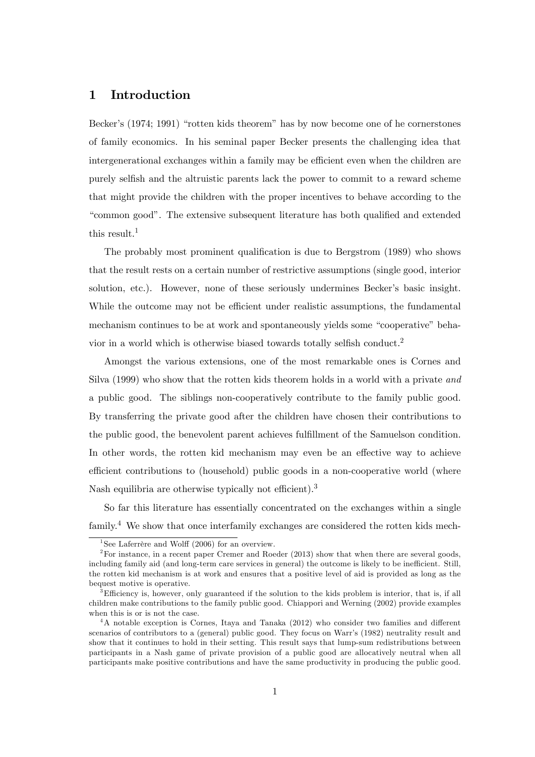# 1 Introduction

Becker's (1974; 1991) "rotten kids theorem" has by now become one of he cornerstones of family economics. In his seminal paper Becker presents the challenging idea that intergenerational exchanges within a family may be efficient even when the children are purely selfish and the altruistic parents lack the power to commit to a reward scheme that might provide the children with the proper incentives to behave according to the "common good". The extensive subsequent literature has both qualified and extended this result.[1]

The probably most prominent qualification is due to Bergstrom (1989) who shows that the result rests on a certain number of restrictive assumptions (single good, interior solution, etc.). However, none of these seriously undermines Becker's basic insight. While the outcome may not be efficient under realistic assumptions, the fundamental mechanism continues to be at work and spontaneously yields some "cooperative" behavior in a world which is otherwise biased towards totally selfish conduct.[2]

Amongst the various extensions, one of the most remarkable ones is Cornes and Silva (1999) who show that the rotten kids theorem holds in a world with a private *and* a public good. The siblings non-cooperatively contribute to the family public good. By transferring the private good after the children have chosen their contributions to the public good, the benevolent parent achieves fulfillment of the Samuelson condition. In other words, the rotten kid mechanism may even be an effective way to achieve efficient contributions to (household) public goods in a non-cooperative world (where Nash equilibria are otherwise typically not efficient).[3]

So far this literature has essentially concentrated on the exchanges within a single family.[4] We show that once interfamily exchanges are considered the rotten kids mech-

[1] See Laferrère and Wolff (2006) for an overview.

[2] For instance, in a recent paper Cremer and Roeder (2013) show that when there are several goods, including family aid (and long-term care services in general) the outcome is likely to be inefficient. Still, the rotten kid mechanism is at work and ensures that a positive level of aid is provided as long as the bequest motive is operative.

[3] Efficiency is, however, only guaranteed if the solution to the kids problem is interior, that is, if all children make contributions to the family public good. Chiappori and Werning (2002) provide examples when this is or is not the case.

[4] A notable exception is Cornes, Itaya and Tanaka (2012) who consider two families and different scenarios of contributors to a (general) public good. They focus on Warr's (1982) neutrality result and show that it continues to hold in their setting. This result says that lump-sum redistributions between participants in a Nash game of private provision of a public good are allocatively neutral when all participants make positive contributions and have the same productivity in producing the public good.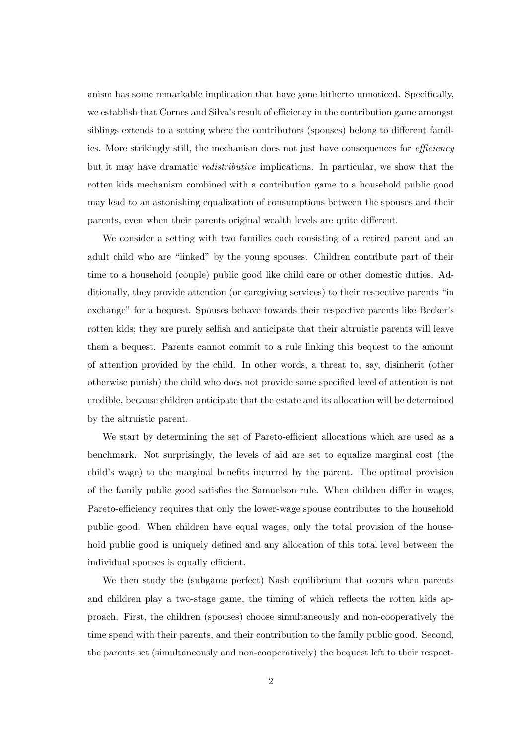anism has some remarkable implication that have gone hitherto unnoticed. Specifically, we establish that Cornes and Silva's result of efficiency in the contribution game amongst siblings extends to a setting where the contributors (spouses) belong to different families. More strikingly still, the mechanism does not just have consequences for *efficiency* but it may have dramatic *redistributive* implications. In particular, we show that the rotten kids mechanism combined with a contribution game to a household public good may lead to an astonishing equalization of consumptions between the spouses and their parents, even when their parents original wealth levels are quite different.

We consider a setting with two families each consisting of a retired parent and an adult child who are "linked" by the young spouses. Children contribute part of their time to a household (couple) public good like child care or other domestic duties. Additionally, they provide attention (or caregiving services) to their respective parents "in exchange" for a bequest. Spouses behave towards their respective parents like Becker's rotten kids; they are purely selfish and anticipate that their altruistic parents will leave them a bequest. Parents cannot commit to a rule linking this bequest to the amount of attention provided by the child. In other words, a threat to, say, disinherit (other otherwise punish) the child who does not provide some specified level of attention is not credible, because children anticipate that the estate and its allocation will be determined by the altruistic parent.

We start by determining the set of Pareto-efficient allocations which are used as a benchmark. Not surprisingly, the levels of aid are set to equalize marginal cost (the child's wage) to the marginal benefits incurred by the parent. The optimal provision of the family public good satisfies the Samuelson rule. When children differ in wages, Pareto-efficiency requires that only the lower-wage spouse contributes to the household public good. When children have equal wages, only the total provision of the household public good is uniquely defined and any allocation of this total level between the individual spouses is equally efficient.

We then study the (subgame perfect) Nash equilibrium that occurs when parents and children play a two-stage game, the timing of which reflects the rotten kids approach. First, the children (spouses) choose simultaneously and non-cooperatively the time spend with their parents, and their contribution to the family public good. Second, the parents set (simultaneously and non-cooperatively) the bequest left to their respect-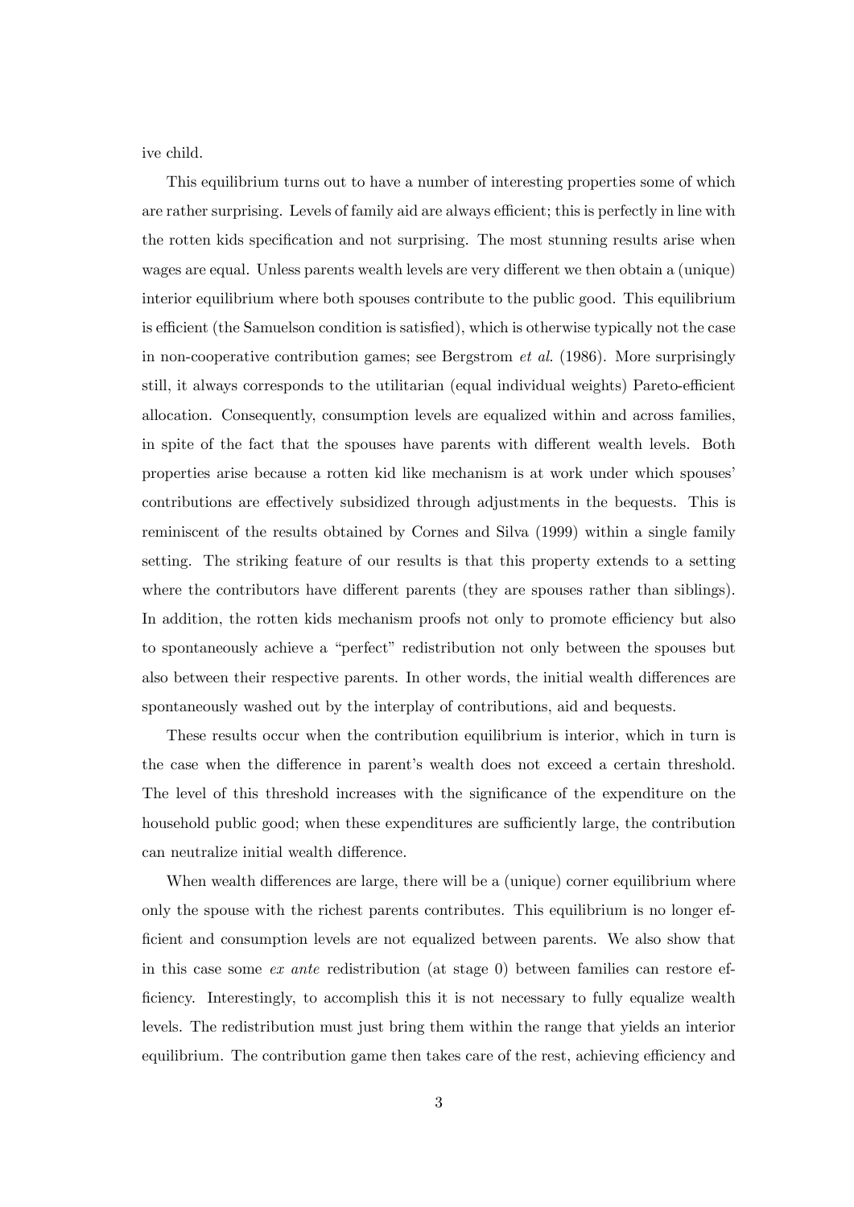ive child.

This equilibrium turns out to have a number of interesting properties some of which are rather surprising. Levels of family aid are always efficient; this is perfectly in line with the rotten kids specification and not surprising. The most stunning results arise when wages are equal. Unless parents wealth levels are very different we then obtain a (unique) interior equilibrium where both spouses contribute to the public good. This equilibrium is efficient (the Samuelson condition is satisfied), which is otherwise typically not the case in non-cooperative contribution games; see Bergstrom *et al.* (1986). More surprisingly still, it always corresponds to the utilitarian (equal individual weights) Pareto-efficient allocation. Consequently, consumption levels are equalized within and across families, in spite of the fact that the spouses have parents with different wealth levels. Both properties arise because a rotten kid like mechanism is at work under which spouses' contributions are effectively subsidized through adjustments in the bequests. This is reminiscent of the results obtained by Cornes and Silva (1999) within a single family setting. The striking feature of our results is that this property extends to a setting where the contributors have different parents (they are spouses rather than siblings). In addition, the rotten kids mechanism proofs not only to promote efficiency but also to spontaneously achieve a "perfect" redistribution not only between the spouses but also between their respective parents. In other words, the initial wealth differences are spontaneously washed out by the interplay of contributions, aid and bequests.

These results occur when the contribution equilibrium is interior, which in turn is the case when the difference in parent's wealth does not exceed a certain threshold. The level of this threshold increases with the significance of the expenditure on the household public good; when these expenditures are sufficiently large, the contribution can neutralize initial wealth difference.

When wealth differences are large, there will be a (unique) corner equilibrium where only the spouse with the richest parents contributes. This equilibrium is no longer efficient and consumption levels are not equalized between parents. We also show that in this case some *ex ante* redistribution (at stage 0) between families can restore efficiency. Interestingly, to accomplish this it is not necessary to fully equalize wealth levels. The redistribution must just bring them within the range that yields an interior equilibrium. The contribution game then takes care of the rest, achieving efficiency and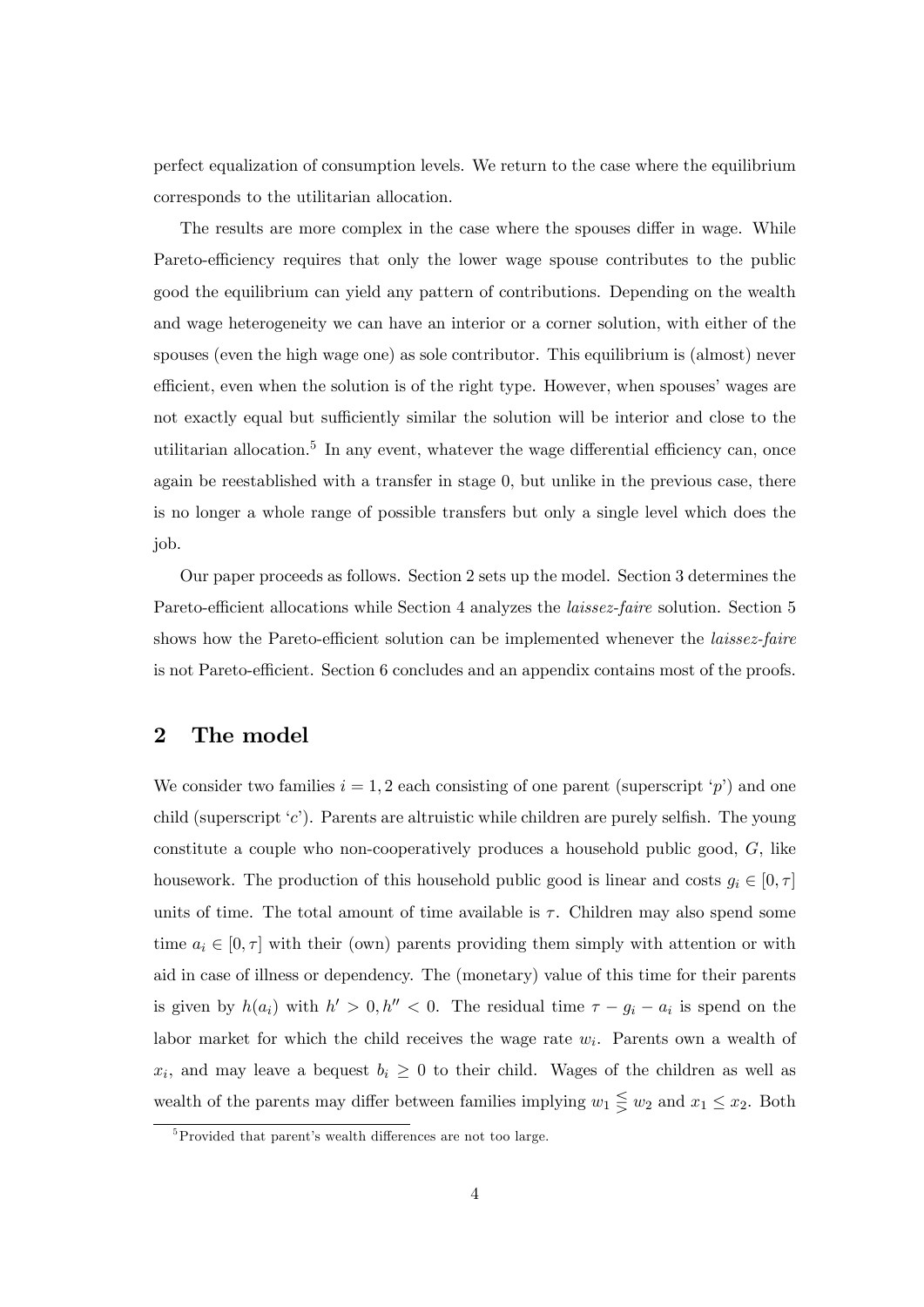perfect equalization of consumption levels. We return to the case where the equilibrium corresponds to the utilitarian allocation.

The results are more complex in the case where the spouses differ in wage. While Pareto-efficiency requires that only the lower wage spouse contributes to the public good the equilibrium can yield any pattern of contributions. Depending on the wealth and wage heterogeneity we can have an interior or a corner solution, with either of the spouses (even the high wage one) as sole contributor. This equilibrium is (almost) never efficient, even when the solution is of the right type. However, when spouses' wages are not exactly equal but sufficiently similar the solution will be interior and close to the utilitarian allocation.[5] In any event, whatever the wage differential efficiency can, once again be reestablished with a transfer in stage 0, but unlike in the previous case, there is no longer a whole range of possible transfers but only a single level which does the job.

Our paper proceeds as follows. Section 2 sets up the model. Section 3 determines the Pareto-efficient allocations while Section 4 analyzes the *laissez-faire* solution. Section 5 shows how the Pareto-efficient solution can be implemented whenever the *laissez-faire* is not Pareto-efficient. Section 6 concludes and an appendix contains most of the proofs.

## 2 The model

We consider two families $i = 1, 2$ each consisting of one parent (superscript '$p$') and one child (superscript '$c$'). Parents are altruistic while children are purely selfish. The young constitute a couple who non-cooperatively produces a household public good, $G$, like housework. The production of this household public good is linear and costs $g_i \in [0, \tau]$ units of time. The total amount of time available is $\tau$. Children may also spend some time $a_i \in [0, \tau]$ with their (own) parents providing them simply with attention or with aid in case of illness or dependency. The (monetary) value of this time for their parents is given by $h(a_i)$ with $h' > 0, h'' < 0$. The residual time $\tau - g_i - a_i$ is spend on the labor market for which the child receives the wage rate $w_i$. Parents own a wealth of $x_i$, and may leave a bequest $b_i \geq 0$ to their child. Wages of the children as well as wealth of the parents may differ between families implying $w_1 \lesseqgtr w_2$ and $x_1 \leq x_2$. Both

[5] Provided that parent's wealth differences are not too large.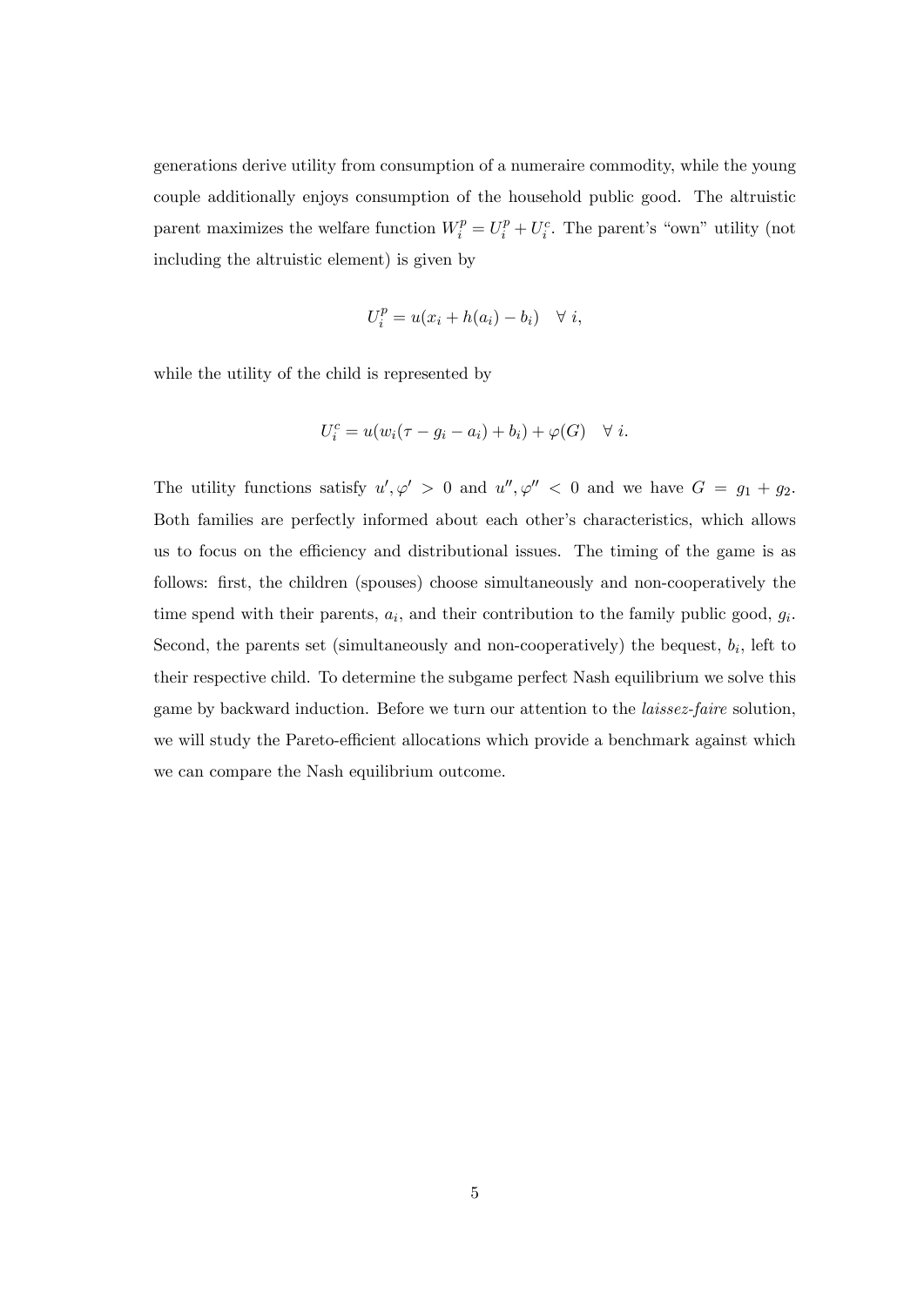generations derive utility from consumption of a numeraire commodity, while the young couple additionally enjoys consumption of the household public good. The altruistic parent maximizes the welfare function $W_i^p = U_i^p + U_i^c$. The parent's "own" utility (not including the altruistic element) is given by

$$U_i^p = u(x_i + h(a_i) - b_i) \quad \forall \; i,$$

while the utility of the child is represented by

$$U_i^c = u(w_i(\tau - g_i - a_i) + b_i) + \varphi(G) \quad \forall \; i.$$

The utility functions satisfy $u', \varphi' > 0$ and $u'', \varphi'' < 0$ and we have $G = g_1 + g_2$. Both families are perfectly informed about each other's characteristics, which allows us to focus on the efficiency and distributional issues. The timing of the game is as follows: first, the children (spouses) choose simultaneously and non-cooperatively the time spend with their parents, $a_i$, and their contribution to the family public good, $g_i$. Second, the parents set (simultaneously and non-cooperatively) the bequest, $b_i$, left to their respective child. To determine the subgame perfect Nash equilibrium we solve this game by backward induction. Before we turn our attention to the *laissez-faire* solution, we will study the Pareto-efficient allocations which provide a benchmark against which we can compare the Nash equilibrium outcome.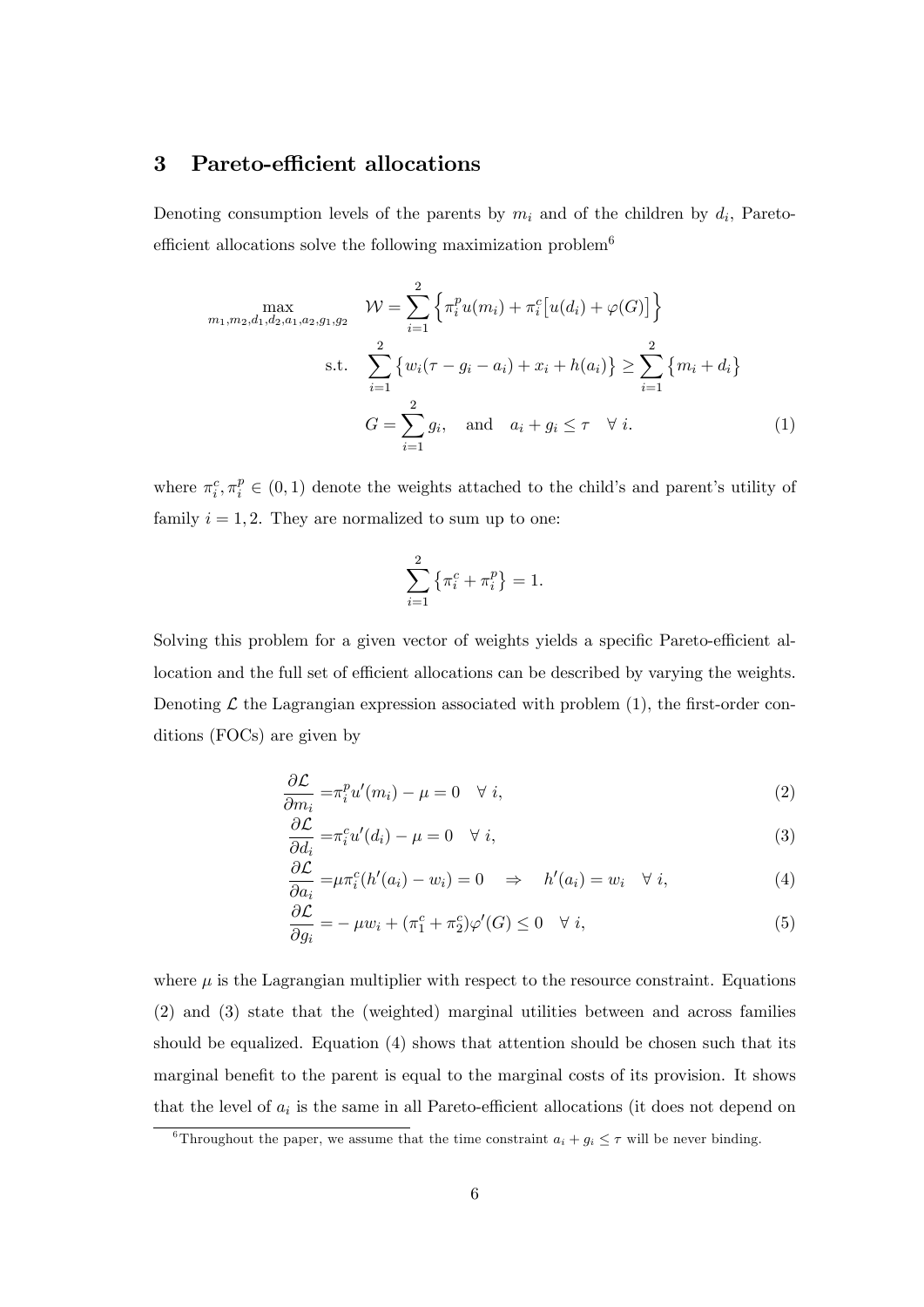## 3 Pareto-efficient allocations

Denoting consumption levels of the parents by $m_i$ and of the children by $d_i$, Pareto-efficient allocations solve the following maximization problem[6]

$$
\begin{aligned}
\max_{m_1,m_2,d_1,d_2,a_1,a_2,g_1,g_2} \quad & \mathcal{W} = \sum_{i=1}^{2} \Big\{ \pi_i^p u(m_i) + \pi_i^c \big[ u(d_i) + \varphi(G) \big] \Big\} \\
\text{s.t.} \quad & \sum_{i=1}^{2} \big\{ w_i(\tau - g_i - a_i) + x_i + h(a_i) \big\} \geq \sum_{i=1}^{2} \big\{ m_i + d_i \big\} \\
& G = \sum_{i=1}^{2} g_i, \quad \text{and} \quad a_i + g_i \leq \tau \quad \forall\, i.
\end{aligned} \tag{1}
$$

where $\pi_i^c, \pi_i^p \in (0,1)$ denote the weights attached to the child's and parent's utility of family $i = 1, 2$. They are normalized to sum up to one:

$$\sum_{i=1}^{2} \big\{ \pi_i^c + \pi_i^p \big\} = 1.$$

Solving this problem for a given vector of weights yields a specific Pareto-efficient allocation and the full set of efficient allocations can be described by varying the weights. Denoting $\mathcal{L}$ the Lagrangian expression associated with problem (1), the first-order conditions (FOCs) are given by

$$\frac{\partial \mathcal{L}}{\partial m_i} = \pi_i^p u'(m_i) - \mu = 0 \quad \forall\, i, \tag{2}$$

$$\frac{\partial \mathcal{L}}{\partial d_i} = \pi_i^c u'(d_i) - \mu = 0 \quad \forall\, i, \tag{3}$$

$$\frac{\partial \mathcal{L}}{\partial a_i} = \mu \pi_i^c (h'(a_i) - w_i) = 0 \quad \Rightarrow \quad h'(a_i) = w_i \quad \forall\, i, \tag{4}$$

$$\frac{\partial \mathcal{L}}{\partial g_i} = -\mu w_i + (\pi_1^c + \pi_2^c)\varphi'(G) \leq 0 \quad \forall\, i, \tag{5}$$

where $\mu$ is the Lagrangian multiplier with respect to the resource constraint. Equations (2) and (3) state that the (weighted) marginal utilities between and across families should be equalized. Equation (4) shows that attention should be chosen such that its marginal benefit to the parent is equal to the marginal costs of its provision. It shows that the level of $a_i$ is the same in all Pareto-efficient allocations (it does not depend on

[6] Throughout the paper, we assume that the time constraint $a_i + g_i \leq \tau$ will be never binding.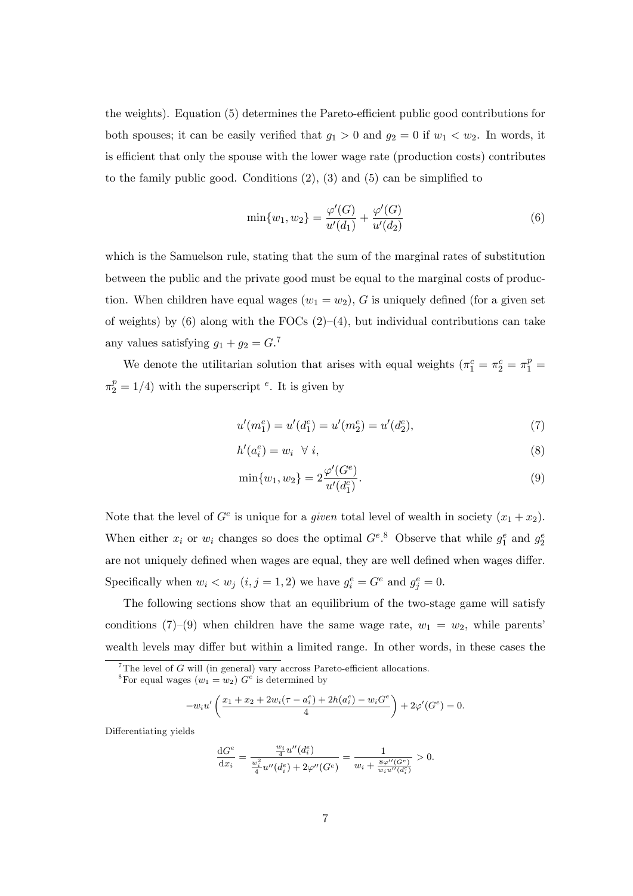the weights). Equation (5) determines the Pareto-efficient public good contributions for both spouses; it can be easily verified that $g_1 > 0$ and $g_2 = 0$ if $w_1 < w_2$. In words, it is efficient that only the spouse with the lower wage rate (production costs) contributes to the family public good. Conditions (2), (3) and (5) can be simplified to

$$\min\{w_1, w_2\} = \frac{\varphi'(G)}{u'(d_1)} + \frac{\varphi'(G)}{u'(d_2)} \tag{6}$$

which is the Samuelson rule, stating that the sum of the marginal rates of substitution between the public and the private good must be equal to the marginal costs of production. When children have equal wages ($w_1 = w_2$), $G$ is uniquely defined (for a given set of weights) by (6) along with the FOCs (2)–(4), but individual contributions can take any values satisfying $g_1 + g_2 = G$.[7]

We denote the utilitarian solution that arises with equal weights ($\pi_1^c = \pi_2^c = \pi_1^p = \pi_2^p = 1/4$) with the superscript $^e$. It is given by

$$u'(m_1^e) = u'(d_1^e) = u'(m_2^e) = u'(d_2^e), \tag{7}$$

$$h'(a_i^e) = w_i \ \ \forall \ i, \tag{8}$$

$$\min\{w_1, w_2\} = 2\frac{\varphi'(G^e)}{u'(d_1^e)}. \tag{9}$$

Note that the level of $G^e$ is unique for a *given* total level of wealth in society ($x_1 + x_2$). When either $x_i$ or $w_i$ changes so does the optimal $G^e$.[8] Observe that while $g_1^e$ and $g_2^e$ are not uniquely defined when wages are equal, they are well defined when wages differ. Specifically when $w_i < w_j$ ($i, j = 1, 2$) we have $g_i^e = G^e$ and $g_j^e = 0$.

The following sections show that an equilibrium of the two-stage game will satisfy conditions (7)–(9) when children have the same wage rate, $w_1 = w_2$, while parents' wealth levels may differ but within a limited range. In other words, in these cases the

[7] The level of $G$ will (in general) vary accross Pareto-efficient allocations.

[8] For equal wages ($w_1 = w_2$) $G^e$ is determined by

$$-w_i u'\left(\frac{x_1 + x_2 + 2w_i(\tau - a_i^e) + 2h(a_i^e) - w_i G^e}{4}\right) + 2\varphi'(G^e) = 0.$$

Differentiating yields

$$\frac{\mathrm{d}G^e}{\mathrm{d}x_i} = \frac{\frac{w_i}{4}u''(d_i^e)}{\frac{w_i^2}{4}u''(d_i^e) + 2\varphi''(G^e)} = \frac{1}{w_i + \frac{8\varphi''(G^e)}{w_i u''(d_i^e)}} > 0.$$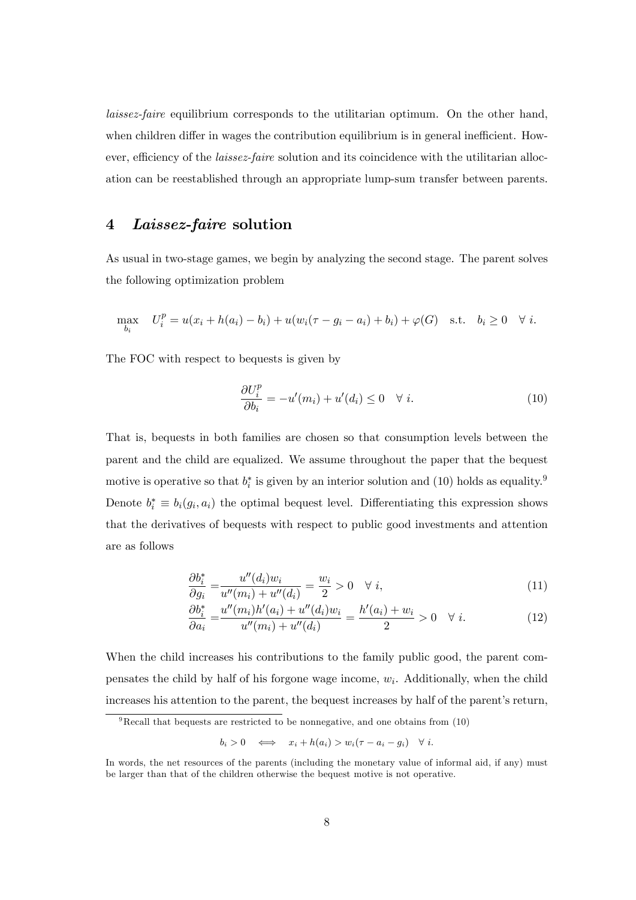*laissez-faire* equilibrium corresponds to the utilitarian optimum. On the other hand, when children differ in wages the contribution equilibrium is in general inefficient. However, efficiency of the *laissez-faire* solution and its coincidence with the utilitarian allocation can be reestablished through an appropriate lump-sum transfer between parents.

## 4 *Laissez-faire* solution

As usual in two-stage games, we begin by analyzing the second stage. The parent solves the following optimization problem

$$\max_{b_i} \quad U_i^p = u(x_i + h(a_i) - b_i) + u(w_i(\tau - g_i - a_i) + b_i) + \varphi(G) \quad \text{s.t.} \quad b_i \geq 0 \quad \forall\ i.$$

The FOC with respect to bequests is given by

$$\frac{\partial U_i^p}{\partial b_i} = -u'(m_i) + u'(d_i) \leq 0 \quad \forall\ i. \tag{10}$$

That is, bequests in both families are chosen so that consumption levels between the parent and the child are equalized. We assume throughout the paper that the bequest motive is operative so that $b_i^*$ is given by an interior solution and (10) holds as equality.[9] Denote $b_i^* \equiv b_i(g_i, a_i)$ the optimal bequest level. Differentiating this expression shows that the derivatives of bequests with respect to public good investments and attention are as follows

$$\frac{\partial b_i^*}{\partial g_i} = \frac{u''(d_i)w_i}{u''(m_i) + u''(d_i)} = \frac{w_i}{2} > 0 \quad \forall\ i, \tag{11}$$

$$\frac{\partial b_i^*}{\partial a_i} = \frac{u''(m_i)h'(a_i) + u''(d_i)w_i}{u''(m_i) + u''(d_i)} = \frac{h'(a_i) + w_i}{2} > 0 \quad \forall\ i. \tag{12}$$

When the child increases his contributions to the family public good, the parent compensates the child by half of his forgone wage income, $w_i$. Additionally, when the child increases his attention to the parent, the bequest increases by half of the parent's return,

[9] Recall that bequests are restricted to be nonnegative, and one obtains from (10)

$$b_i > 0 \iff x_i + h(a_i) > w_i(\tau - a_i - g_i) \quad \forall\ i.$$

In words, the net resources of the parents (including the monetary value of informal aid, if any) must be larger than that of the children otherwise the bequest motive is not operative.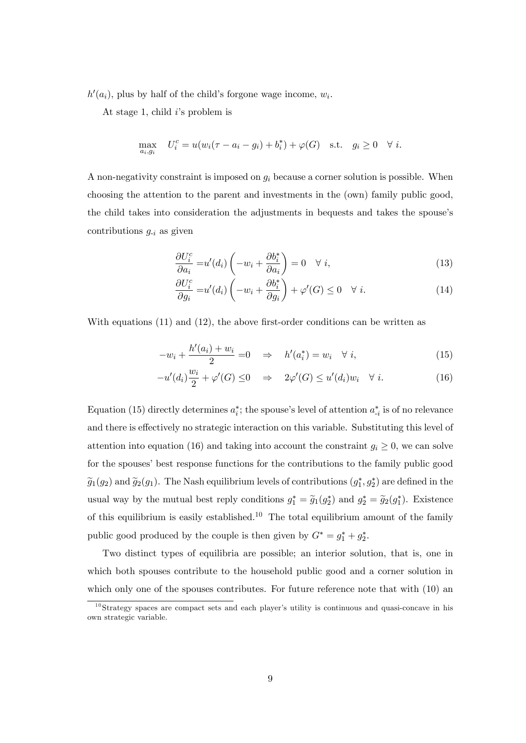$h'(a_i)$, plus by half of the child's forgone wage income, $w_i$.

At stage 1, child $i$'s problem is

$$\max_{a_i, g_i} \quad U_i^c = u(w_i(\tau - a_i - g_i) + b_i^*) + \varphi(G) \quad \text{s.t.} \quad g_i \geq 0 \quad \forall\, i.$$

A non-negativity constraint is imposed on $g_i$ because a corner solution is possible. When choosing the attention to the parent and investments in the (own) family public good, the child takes into consideration the adjustments in bequests and takes the spouse's contributions $g_{\text{-}i}$ as given

$$\frac{\partial U_i^c}{\partial a_i} = u'(d_i)\left(-w_i + \frac{\partial b_i^*}{\partial a_i}\right) = 0 \quad \forall\, i, \tag{13}$$

$$\frac{\partial U_i^c}{\partial g_i} = u'(d_i)\left(-w_i + \frac{\partial b_i^*}{\partial g_i}\right) + \varphi'(G) \leq 0 \quad \forall\, i. \tag{14}$$

With equations (11) and (12), the above first-order conditions can be written as

$$-w_i + \frac{h'(a_i) + w_i}{2} = 0 \quad \Rightarrow \quad h'(a_i^*) = w_i \quad \forall\, i, \tag{15}$$

$$-u'(d_i)\frac{w_i}{2} + \varphi'(G) \leq 0 \quad \Rightarrow \quad 2\varphi'(G) \leq u'(d_i) w_i \quad \forall\, i. \tag{16}$$

Equation (15) directly determines $a_i^*$; the spouse's level of attention $a_{\text{-}i}^*$ is of no relevance and there is effectively no strategic interaction on this variable. Substituting this level of attention into equation (16) and taking into account the constraint $g_i \geq 0$, we can solve for the spouses' best response functions for the contributions to the family public good $\widetilde{g}_1(g_2)$ and $\widetilde{g}_2(g_1)$. The Nash equilibrium levels of contributions $(g_1^*, g_2^*)$ are defined in the usual way by the mutual best reply conditions $g_1^* = \widetilde{g}_1(g_2^*)$ and $g_2^* = \widetilde{g}_2(g_1^*)$. Existence of this equilibrium is easily established.[10] The total equilibrium amount of the family public good produced by the couple is then given by $G^* = g_1^* + g_2^*$.

Two distinct types of equilibria are possible; an interior solution, that is, one in which both spouses contribute to the household public good and a corner solution in which only one of the spouses contributes. For future reference note that with (10) an

[10] Strategy spaces are compact sets and each player's utility is continuous and quasi-concave in his own strategic variable.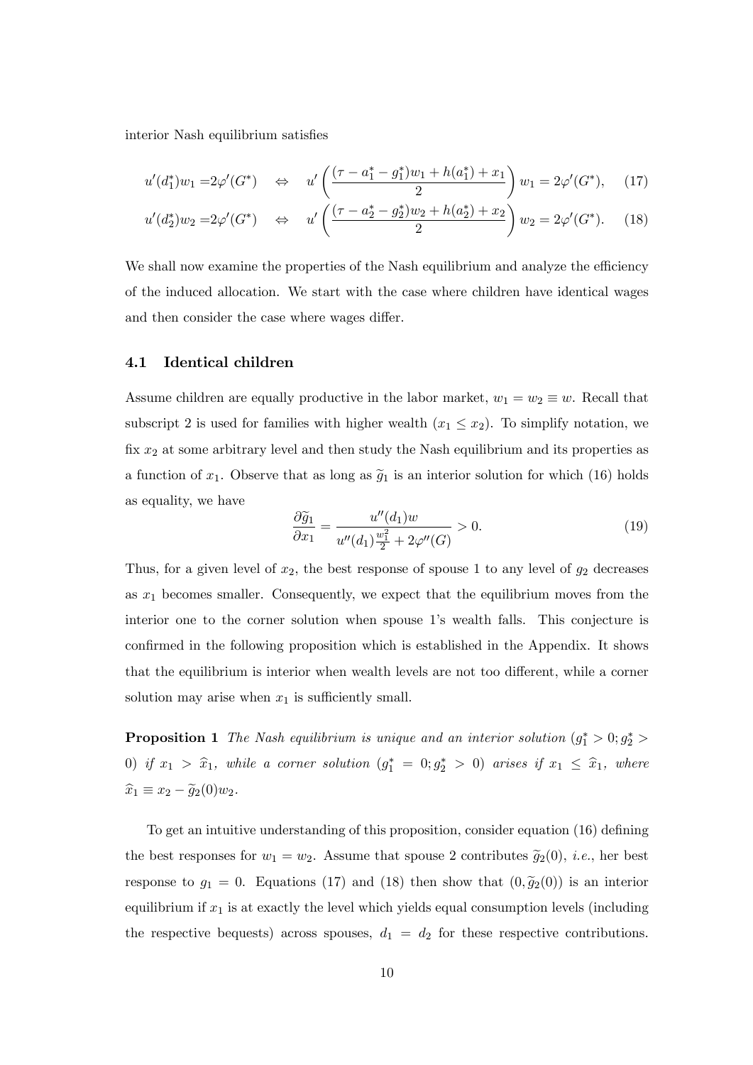interior Nash equilibrium satisfies

$$u'(d_1^*)w_1 = 2\varphi'(G^*) \quad \Leftrightarrow \quad u'\left(\frac{(\tau - a_1^* - g_1^*)w_1 + h(a_1^*) + x_1}{2}\right)w_1 = 2\varphi'(G^*), \tag{17}$$

$$u'(d_2^*)w_2 = 2\varphi'(G^*) \quad \Leftrightarrow \quad u'\left(\frac{(\tau - a_2^* - g_2^*)w_2 + h(a_2^*) + x_2}{2}\right)w_2 = 2\varphi'(G^*). \tag{18}$$

We shall now examine the properties of the Nash equilibrium and analyze the efficiency of the induced allocation. We start with the case where children have identical wages and then consider the case where wages differ.

## 4.1 Identical children

Assume children are equally productive in the labor market, $w_1 = w_2 \equiv w$. Recall that subscript 2 is used for families with higher wealth ($x_1 \leq x_2$). To simplify notation, we fix $x_2$ at some arbitrary level and then study the Nash equilibrium and its properties as a function of $x_1$. Observe that as long as $\widetilde{g}_1$ is an interior solution for which (16) holds as equality, we have

$$\frac{\partial \widetilde{g}_1}{\partial x_1} = \frac{u''(d_1)w}{u''(d_1)\frac{w_1^2}{2} + 2\varphi''(G)} > 0. \tag{19}$$

Thus, for a given level of $x_2$, the best response of spouse 1 to any level of $g_2$ decreases as $x_1$ becomes smaller. Consequently, we expect that the equilibrium moves from the interior one to the corner solution when spouse 1's wealth falls. This conjecture is confirmed in the following proposition which is established in the Appendix. It shows that the equilibrium is interior when wealth levels are not too different, while a corner solution may arise when $x_1$ is sufficiently small.

**Proposition 1** *The Nash equilibrium is unique and an interior solution ($g_1^* > 0; g_2^* > 0$) if $x_1 > \widehat{x}_1$, while a corner solution ($g_1^* = 0; g_2^* > 0$) arises if $x_1 \leq \widehat{x}_1$, where $\widehat{x}_1 \equiv x_2 - \widetilde{g}_2(0)w_2$.*

To get an intuitive understanding of this proposition, consider equation (16) defining the best responses for $w_1 = w_2$. Assume that spouse 2 contributes $\widetilde{g}_2(0)$, *i.e.*, her best response to $g_1 = 0$. Equations (17) and (18) then show that $(0, \widetilde{g}_2(0))$ is an interior equilibrium if $x_1$ is at exactly the level which yields equal consumption levels (including the respective bequests) across spouses, $d_1 = d_2$ for these respective contributions.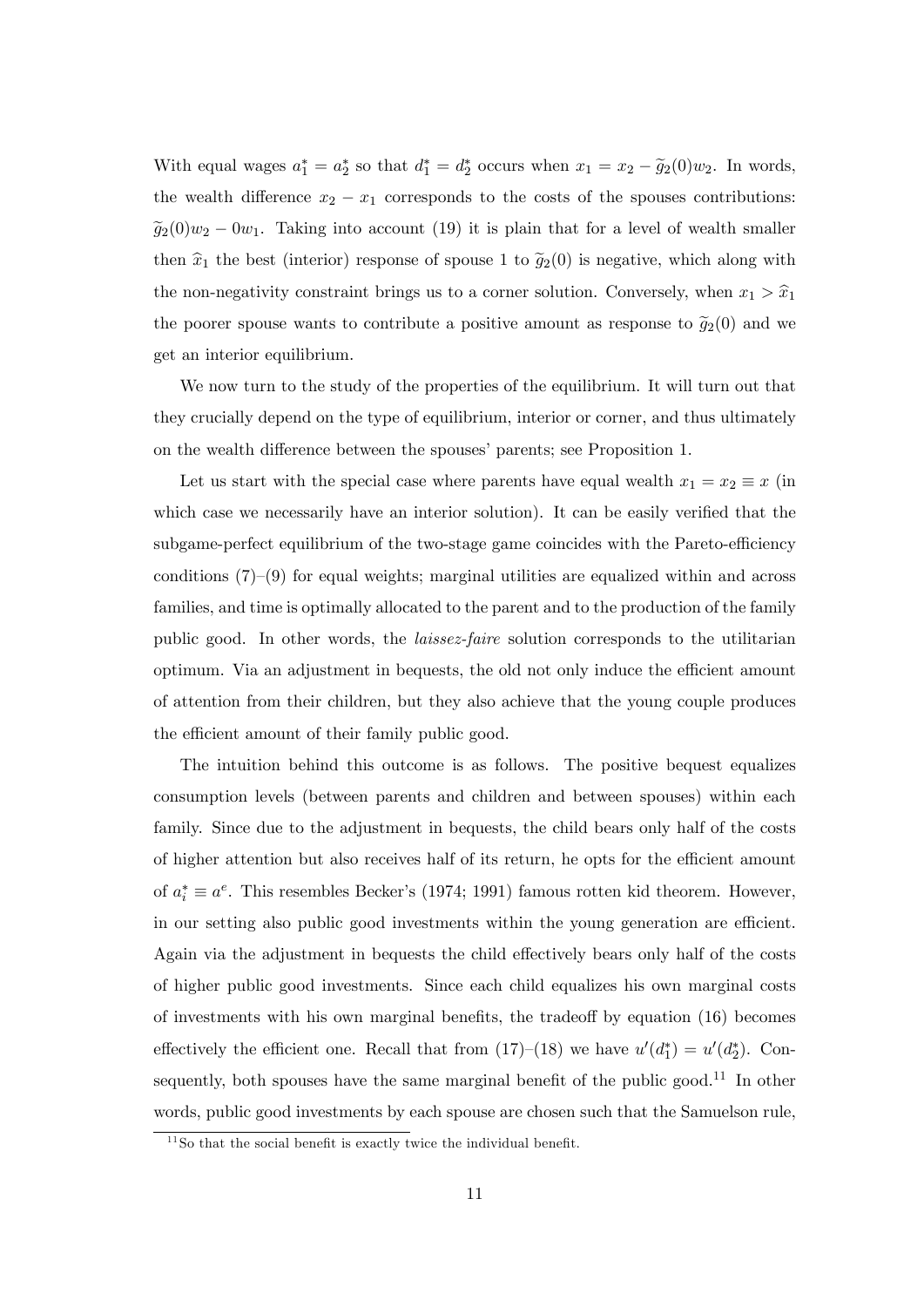With equal wages $a_1^* = a_2^*$ so that $d_1^* = d_2^*$ occurs when $x_1 = x_2 - \widetilde{g}_2(0)w_2$. In words, the wealth difference $x_2 - x_1$ corresponds to the costs of the spouses contributions: $\widetilde{g}_2(0)w_2 - 0w_1$. Taking into account (19) it is plain that for a level of wealth smaller then $\widehat{x}_1$ the best (interior) response of spouse 1 to $\widetilde{g}_2(0)$ is negative, which along with the non-negativity constraint brings us to a corner solution. Conversely, when $x_1 > \widehat{x}_1$ the poorer spouse wants to contribute a positive amount as response to $\widetilde{g}_2(0)$ and we get an interior equilibrium.

We now turn to the study of the properties of the equilibrium. It will turn out that they crucially depend on the type of equilibrium, interior or corner, and thus ultimately on the wealth difference between the spouses' parents; see Proposition 1.

Let us start with the special case where parents have equal wealth $x_1 = x_2 \equiv x$ (in which case we necessarily have an interior solution). It can be easily verified that the subgame-perfect equilibrium of the two-stage game coincides with the Pareto-efficiency conditions (7)–(9) for equal weights; marginal utilities are equalized within and across families, and time is optimally allocated to the parent and to the production of the family public good. In other words, the *laissez-faire* solution corresponds to the utilitarian optimum. Via an adjustment in bequests, the old not only induce the efficient amount of attention from their children, but they also achieve that the young couple produces the efficient amount of their family public good.

The intuition behind this outcome is as follows. The positive bequest equalizes consumption levels (between parents and children and between spouses) within each family. Since due to the adjustment in bequests, the child bears only half of the costs of higher attention but also receives half of its return, he opts for the efficient amount of $a_i^* \equiv a^e$. This resembles Becker's (1974; 1991) famous rotten kid theorem. However, in our setting also public good investments within the young generation are efficient. Again via the adjustment in bequests the child effectively bears only half of the costs of higher public good investments. Since each child equalizes his own marginal costs of investments with his own marginal benefits, the tradeoff by equation (16) becomes effectively the efficient one. Recall that from (17)–(18) we have $u'(d_1^*) = u'(d_2^*)$. Consequently, both spouses have the same marginal benefit of the public good.[11] In other words, public good investments by each spouse are chosen such that the Samuelson rule,

[11] So that the social benefit is exactly twice the individual benefit.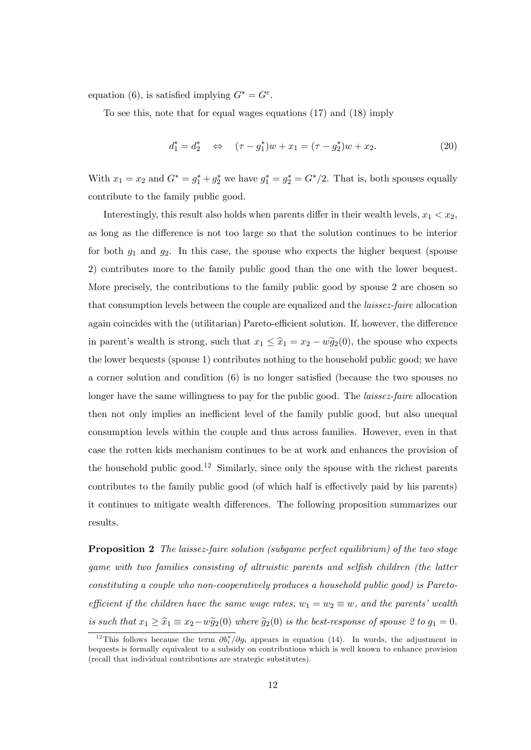equation (6), is satisfied implying $G^* = G^e$.

To see this, note that for equal wages equations (17) and (18) imply

$$d_1^* = d_2^* \quad \Leftrightarrow \quad (\tau - g_1^*)w + x_1 = (\tau - g_2^*)w + x_2. \tag{20}$$

With $x_1 = x_2$ and $G^* = g_1^* + g_2^*$ we have $g_1^* = g_2^* = G^*/2$. That is, both spouses equally contribute to the family public good.

Interestingly, this result also holds when parents differ in their wealth levels, $x_1 < x_2$, as long as the difference is not too large so that the solution continues to be interior for both $g_1$ and $g_2$. In this case, the spouse who expects the higher bequest (spouse 2) contributes more to the family public good than the one with the lower bequest. More precisely, the contributions to the family public good by spouse 2 are chosen so that consumption levels between the couple are equalized and the *laissez-faire* allocation again coincides with the (utilitarian) Pareto-efficient solution. If, however, the difference in parent's wealth is strong, such that $x_1 \leq \widehat{x}_1 = x_2 - w\widetilde{g}_2(0)$, the spouse who expects the lower bequests (spouse 1) contributes nothing to the household public good; we have a corner solution and condition (6) is no longer satisfied (because the two spouses no longer have the same willingness to pay for the public good. The *laissez-faire* allocation then not only implies an inefficient level of the family public good, but also unequal consumption levels within the couple and thus across families. However, even in that case the rotten kids mechanism continues to be at work and enhances the provision of the household public good.[12] Similarly, since only the spouse with the richest parents contributes to the family public good (of which half is effectively paid by his parents) it continues to mitigate wealth differences. The following proposition summarizes our results.

**Proposition 2** *The laissez-faire solution (subgame perfect equilibrium) of the two stage game with two families consisting of altruistic parents and selfish children (the latter constituting a couple who non-cooperatively produces a household public good) is Pareto-efficient if the children have the same wage rates, $w_1 = w_2 \equiv w$, and the parents' wealth is such that $x_1 \geq \widehat{x}_1 \equiv x_2 - w\widetilde{g}_2(0)$ where $\widetilde{g}_2(0)$ is the best-response of spouse 2 to $g_1 = 0$.*

[12] This follows because the term $\partial b_i^*/\partial g_i$ appears in equation (14). In words, the adjustment in bequests is formally equivalent to a subsidy on contributions which is well known to enhance provision (recall that individual contributions are strategic substitutes).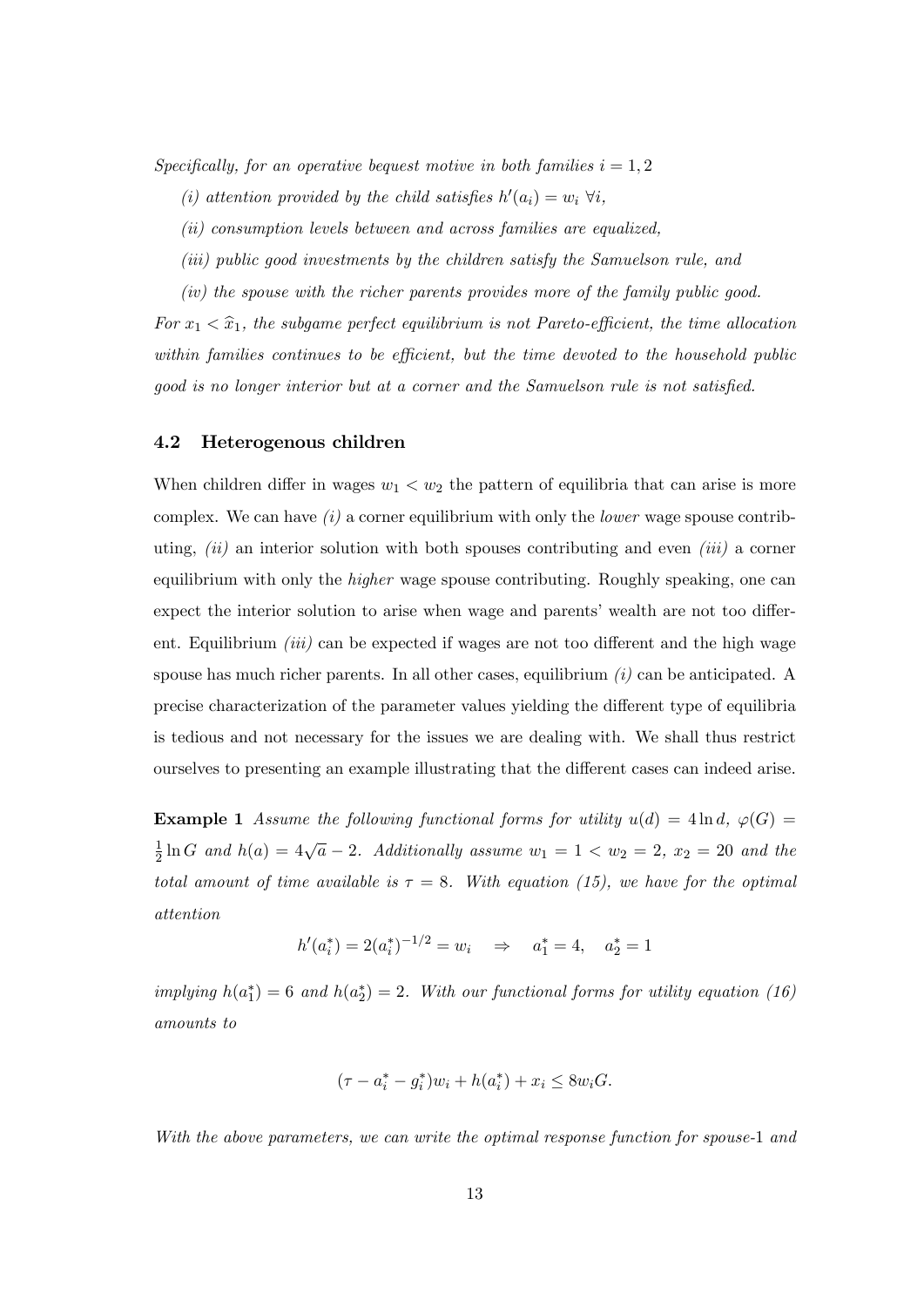*Specifically, for an operative bequest motive in both families $i = 1, 2$*

*(i) attention provided by the child satisfies $h'(a_i) = w_i \; \forall i$,*

*(ii) consumption levels between and across families are equalized,*

*(iii) public good investments by the children satisfy the Samuelson rule, and*

*(iv) the spouse with the richer parents provides more of the family public good.*

*For $x_1 < \widehat{x}_1$, the subgame perfect equilibrium is not Pareto-efficient, the time allocation within families continues to be efficient, but the time devoted to the household public good is no longer interior but at a corner and the Samuelson rule is not satisfied.*

### 4.2 Heterogenous children

When children differ in wages $w_1 < w_2$ the pattern of equilibria that can arise is more complex. We can have *(i)* a corner equilibrium with only the *lower* wage spouse contributing, *(ii)* an interior solution with both spouses contributing and even *(iii)* a corner equilibrium with only the *higher* wage spouse contributing. Roughly speaking, one can expect the interior solution to arise when wage and parents' wealth are not too different. Equilibrium *(iii)* can be expected if wages are not too different and the high wage spouse has much richer parents. In all other cases, equilibrium *(i)* can be anticipated. A precise characterization of the parameter values yielding the different type of equilibria is tedious and not necessary for the issues we are dealing with. We shall thus restrict ourselves to presenting an example illustrating that the different cases can indeed arise.

**Example 1** *Assume the following functional forms for utility $u(d) = 4 \ln d$, $\varphi(G) = \frac{1}{2} \ln G$ and $h(a) = 4\sqrt{a} - 2$. Additionally assume $w_1 = 1 < w_2 = 2$, $x_2 = 20$ and the total amount of time available is $\tau = 8$. With equation (15), we have for the optimal attention*

$$h'(a_i^*) = 2(a_i^*)^{-1/2} = w_i \quad \Rightarrow \quad a_1^* = 4, \quad a_2^* = 1$$

*implying $h(a_1^*) = 6$ and $h(a_2^*) = 2$. With our functional forms for utility equation (16) amounts to*

$$(\tau - a_i^* - g_i^*)w_i + h(a_i^*) + x_i \leq 8w_i G.$$

*With the above parameters, we can write the optimal response function for spouse-1 and*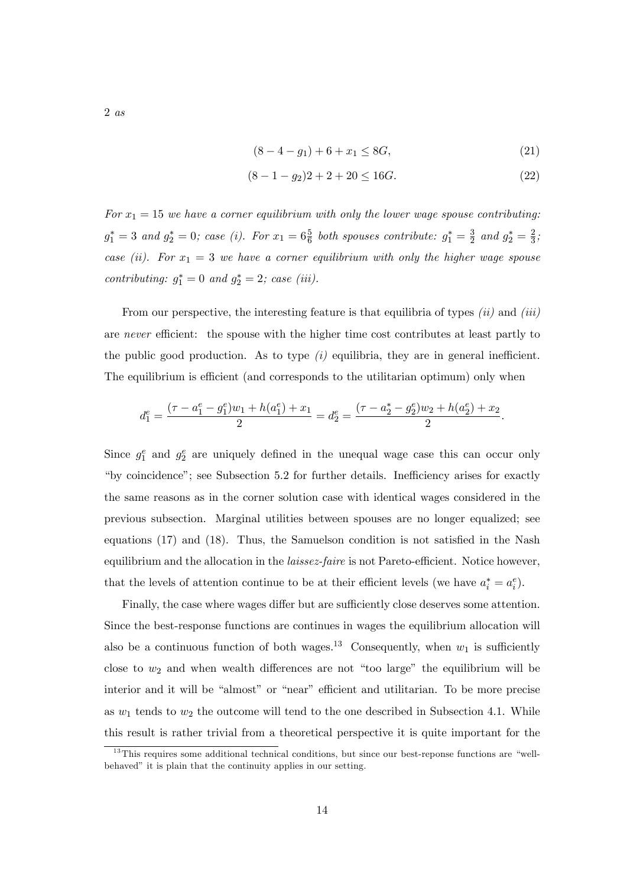*2 as*

$$(8 - 4 - g_1) + 6 + x_1 \leq 8G, \tag{21}$$

$$(8 - 1 - g_2)2 + 2 + 20 \leq 16G. \tag{22}$$

*For $x_1 = 15$ we have a corner equilibrium with only the lower wage spouse contributing: $g_1^* = 3$ and $g_2^* = 0$; case (i). For $x_1 = 6\frac{5}{6}$ both spouses contribute: $g_1^* = \frac{3}{2}$ and $g_2^* = \frac{2}{3}$; case (ii). For $x_1 = 3$ we have a corner equilibrium with only the higher wage spouse contributing: $g_1^* = 0$ and $g_2^* = 2$; case (iii).*

From our perspective, the interesting feature is that equilibria of types *(ii)* and *(iii)* are *never* efficient: the spouse with the higher time cost contributes at least partly to the public good production. As to type *(i)* equilibria, they are in general inefficient. The equilibrium is efficient (and corresponds to the utilitarian optimum) only when

$$d_1^e = \frac{(\tau - a_1^e - g_1^e)w_1 + h(a_1^e) + x_1}{2} = d_2^e = \frac{(\tau - a_2^* - g_2^e)w_2 + h(a_2^e) + x_2}{2}.$$

Since $g_1^e$ and $g_2^e$ are uniquely defined in the unequal wage case this can occur only "by coincidence"; see Subsection 5.2 for further details. Inefficiency arises for exactly the same reasons as in the corner solution case with identical wages considered in the previous subsection. Marginal utilities between spouses are no longer equalized; see equations (17) and (18). Thus, the Samuelson condition is not satisfied in the Nash equilibrium and the allocation in the *laissez-faire* is not Pareto-efficient. Notice however, that the levels of attention continue to be at their efficient levels (we have $a_i^* = a_i^e$).

Finally, the case where wages differ but are sufficiently close deserves some attention. Since the best-response functions are continues in wages the equilibrium allocation will also be a continuous function of both wages.[13] Consequently, when $w_1$ is sufficiently close to $w_2$ and when wealth differences are not "too large" the equilibrium will be interior and it will be "almost" or "near" efficient and utilitarian. To be more precise as $w_1$ tends to $w_2$ the outcome will tend to the one described in Subsection 4.1. While this result is rather trivial from a theoretical perspective it is quite important for the

[13] This requires some additional technical conditions, but since our best-reponse functions are "well-behaved" it is plain that the continuity applies in our setting.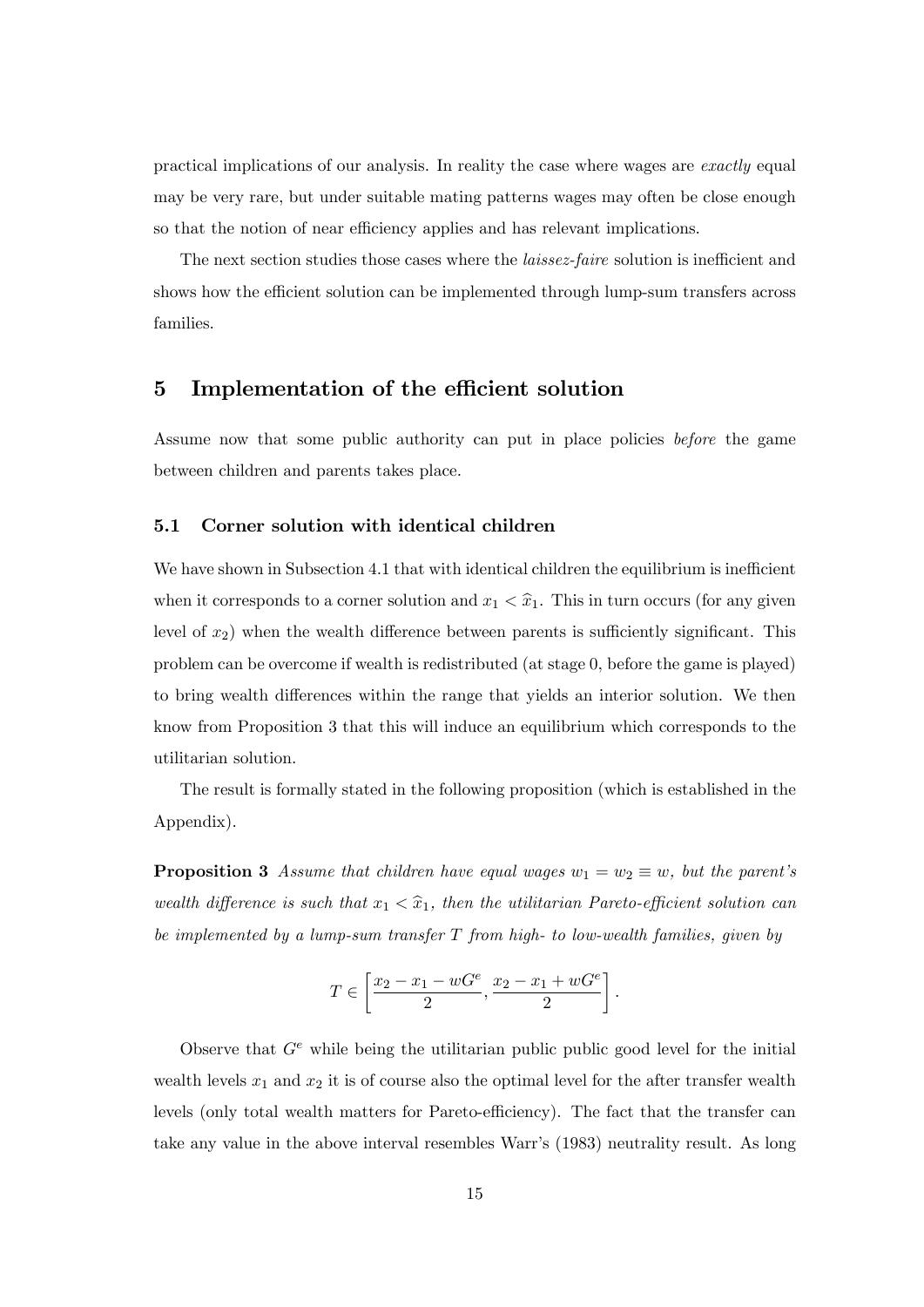practical implications of our analysis. In reality the case where wages are *exactly* equal may be very rare, but under suitable mating patterns wages may often be close enough so that the notion of near efficiency applies and has relevant implications.

The next section studies those cases where the *laissez-faire* solution is inefficient and shows how the efficient solution can be implemented through lump-sum transfers across families.

# 5 Implementation of the efficient solution

Assume now that some public authority can put in place policies *before* the game between children and parents takes place.

## 5.1 Corner solution with identical children

We have shown in Subsection 4.1 that with identical children the equilibrium is inefficient when it corresponds to a corner solution and $x_1 < \widehat{x}_1$. This in turn occurs (for any given level of $x_2$) when the wealth difference between parents is sufficiently significant. This problem can be overcome if wealth is redistributed (at stage 0, before the game is played) to bring wealth differences within the range that yields an interior solution. We then know from Proposition 3 that this will induce an equilibrium which corresponds to the utilitarian solution.

The result is formally stated in the following proposition (which is established in the Appendix).

**Proposition 3** *Assume that children have equal wages $w_1 = w_2 \equiv w$, but the parent's wealth difference is such that $x_1 < \widehat{x}_1$, then the utilitarian Pareto-efficient solution can be implemented by a lump-sum transfer $T$ from high- to low-wealth families, given by*

$$T \in \left[ \frac{x_2 - x_1 - wG^e}{2}, \frac{x_2 - x_1 + wG^e}{2} \right].$$

Observe that $G^e$ while being the utilitarian public public good level for the initial wealth levels $x_1$ and $x_2$ it is of course also the optimal level for the after transfer wealth levels (only total wealth matters for Pareto-efficiency). The fact that the transfer can take any value in the above interval resembles Warr's (1983) neutrality result. As long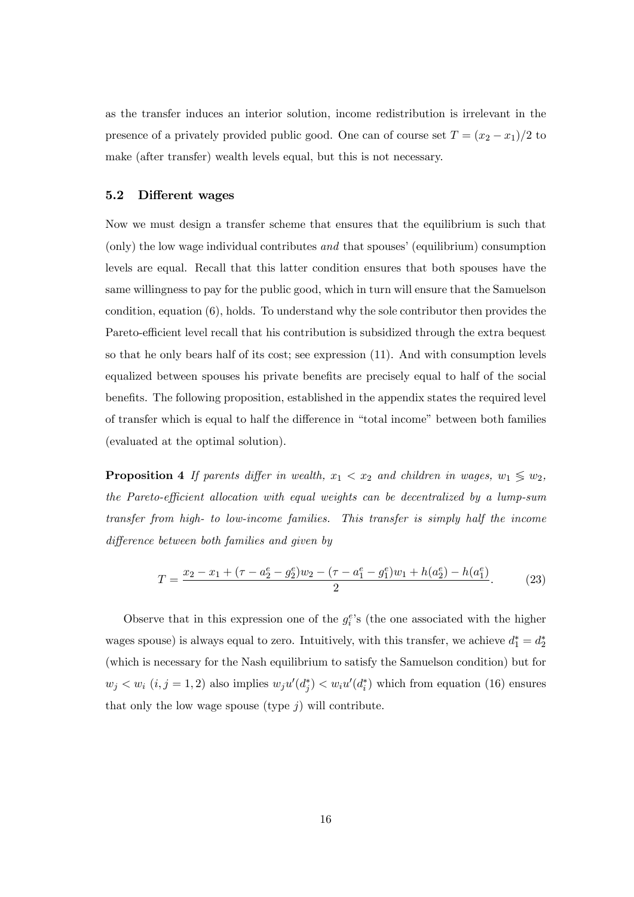as the transfer induces an interior solution, income redistribution is irrelevant in the presence of a privately provided public good. One can of course set $T = (x_2 - x_1)/2$ to make (after transfer) wealth levels equal, but this is not necessary.

### 5.2 Different wages

Now we must design a transfer scheme that ensures that the equilibrium is such that (only) the low wage individual contributes *and* that spouses' (equilibrium) consumption levels are equal. Recall that this latter condition ensures that both spouses have the same willingness to pay for the public good, which in turn will ensure that the Samuelson condition, equation (6), holds. To understand why the sole contributor then provides the Pareto-efficient level recall that his contribution is subsidized through the extra bequest so that he only bears half of its cost; see expression (11). And with consumption levels equalized between spouses his private benefits are precisely equal to half of the social benefits. The following proposition, established in the appendix states the required level of transfer which is equal to half the difference in "total income" between both families (evaluated at the optimal solution).

**Proposition 4** *If parents differ in wealth, $x_1 < x_2$ and children in wages, $w_1 \lesseqgtr w_2$, the Pareto-efficient allocation with equal weights can be decentralized by a lump-sum transfer from high- to low-income families. This transfer is simply half the income difference between both families and given by*

$$T = \frac{x_2 - x_1 + (\tau - a_2^e - g_2^e)w_2 - (\tau - a_1^e - g_1^e)w_1 + h(a_2^e) - h(a_1^e)}{2}. \tag{23}$$

Observe that in this expression one of the $g_i^e$'s (the one associated with the higher wages spouse) is always equal to zero. Intuitively, with this transfer, we achieve $d_1^* = d_2^*$ (which is necessary for the Nash equilibrium to satisfy the Samuelson condition) but for $w_j < w_i$ $(i, j = 1, 2)$ also implies $w_j u'(d_j^*) < w_i u'(d_i^*)$ which from equation (16) ensures that only the low wage spouse (type $j$) will contribute.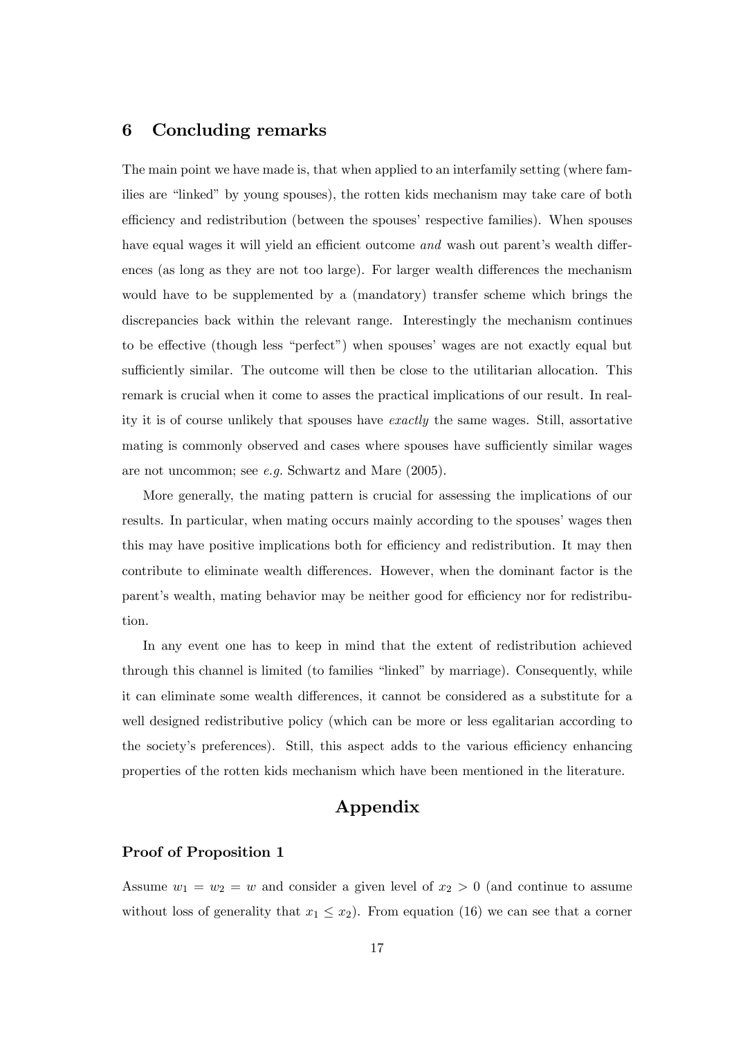## 6 Concluding remarks

The main point we have made is, that when applied to an interfamily setting (where families are "linked" by young spouses), the rotten kids mechanism may take care of both efficiency and redistribution (between the spouses' respective families). When spouses have equal wages it will yield an efficient outcome *and* wash out parent's wealth differences (as long as they are not too large). For larger wealth differences the mechanism would have to be supplemented by a (mandatory) transfer scheme which brings the discrepancies back within the relevant range. Interestingly the mechanism continues to be effective (though less "perfect") when spouses' wages are not exactly equal but sufficiently similar. The outcome will then be close to the utilitarian allocation. This remark is crucial when it come to asses the practical implications of our result. In reality it is of course unlikely that spouses have *exactly* the same wages. Still, assortative mating is commonly observed and cases where spouses have sufficiently similar wages are not uncommon; see *e.g.* Schwartz and Mare (2005).

More generally, the mating pattern is crucial for assessing the implications of our results. In particular, when mating occurs mainly according to the spouses' wages then this may have positive implications both for efficiency and redistribution. It may then contribute to eliminate wealth differences. However, when the dominant factor is the parent's wealth, mating behavior may be neither good for efficiency nor for redistribution.

In any event one has to keep in mind that the extent of redistribution achieved through this channel is limited (to families "linked" by marriage). Consequently, while it can eliminate some wealth differences, it cannot be considered as a substitute for a well designed redistributive policy (which can be more or less egalitarian according to the society's preferences). Still, this aspect adds to the various efficiency enhancing properties of the rotten kids mechanism which have been mentioned in the literature.

# Appendix

### Proof of Proposition 1

Assume $w_1 = w_2 = w$ and consider a given level of $x_2 > 0$ (and continue to assume without loss of generality that $x_1 \leq x_2$). From equation (16) we can see that a corner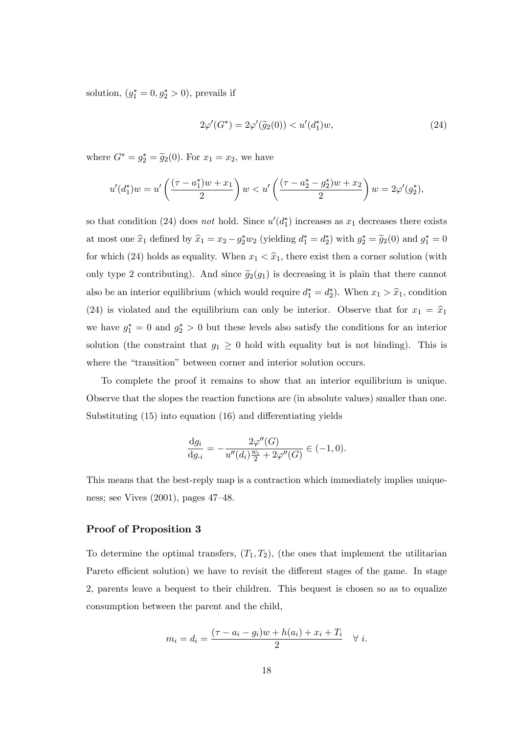solution, $(g_1^* = 0, g_2^* > 0)$, prevails if

$$2\varphi'(G^*) = 2\varphi'(\widetilde{g}_2(0)) < u'(d_1^*)w, \tag{24}$$

where $G^* = g_2^* = \widetilde{g}_2(0)$. For $x_1 = x_2$, we have

$$u'(d_1^*)w = u'\left(\frac{(\tau - a_1^*)w + x_1}{2}\right)w < u'\left(\frac{(\tau - a_2^* - g_2^*)w + x_2}{2}\right)w = 2\varphi'(g_2^*),$$

so that condition (24) does *not* hold. Since $u'(d_1^*)$ increases as $x_1$ decreases there exists at most one $\widehat{x}_1$ defined by $\widehat{x}_1 = x_2 - g_2^* w_2$ (yielding $d_1^* = d_2^*$) with $g_2^* = \widetilde{g}_2(0)$ and $g_1^* = 0$ for which (24) holds as equality. When $x_1 < \widehat{x}_1$, there exist then a corner solution (with only type 2 contributing). And since $\widetilde{g}_2(g_1)$ is decreasing it is plain that there cannot also be an interior equilibrium (which would require $d_1^* = d_2^*$). When $x_1 > \widehat{x}_1$, condition (24) is violated and the equilibrium can only be interior. Observe that for $x_1 = \widehat{x}_1$ we have $g_1^* = 0$ and $g_2^* > 0$ but these levels also satisfy the conditions for an interior solution (the constraint that $g_1 \geq 0$ hold with equality but is not binding). This is where the "transition" between corner and interior solution occurs.

To complete the proof it remains to show that an interior equilibrium is unique. Observe that the slopes the reaction functions are (in absolute values) smaller than one. Substituting (15) into equation (16) and differentiating yields

$$\frac{\mathrm{d}g_i}{\mathrm{d}g_{\text{-}i}} = -\frac{2\varphi''(G)}{u''(d_i)\frac{w_i}{2} + 2\varphi''(G)} \in (-1, 0).$$

This means that the best-reply map is a contraction which immediately implies uniqueness; see Vives (2001), pages 47–48.

### Proof of Proposition 3

To determine the optimal transfers, $(T_1, T_2)$, (the ones that implement the utilitarian Pareto efficient solution) we have to revisit the different stages of the game. In stage 2, parents leave a bequest to their children. This bequest is chosen so as to equalize consumption between the parent and the child,

$$m_i = d_i = \frac{(\tau - a_i - g_i)w + h(a_i) + x_i + T_i}{2} \quad \forall\ i.$$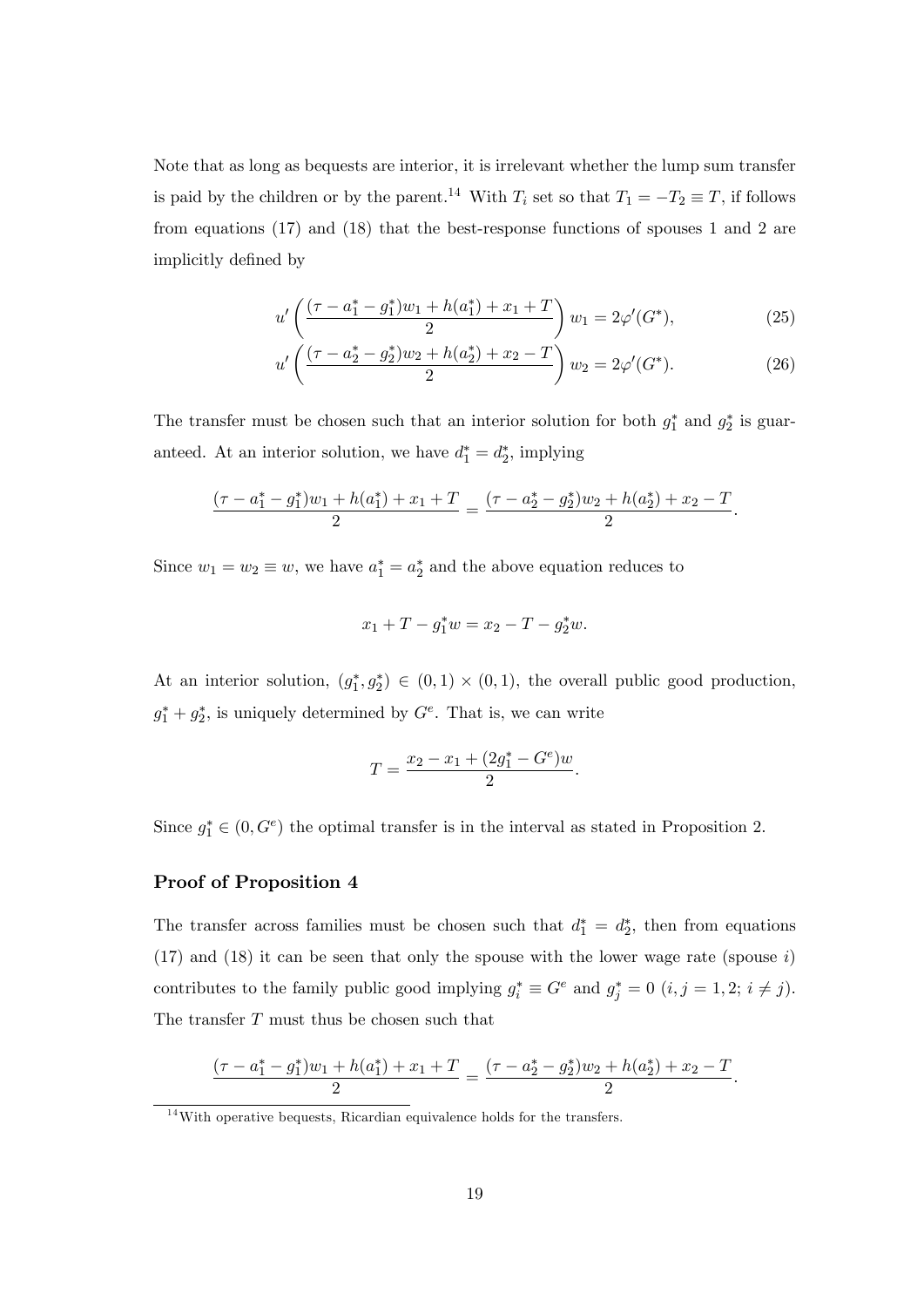Note that as long as bequests are interior, it is irrelevant whether the lump sum transfer is paid by the children or by the parent.[14] With $T_i$ set so that $T_1 = -T_2 \equiv T$, if follows from equations (17) and (18) that the best-response functions of spouses 1 and 2 are implicitly defined by

$$u'\left(\frac{(\tau - a_1^* - g_1^*)w_1 + h(a_1^*) + x_1 + T}{2}\right) w_1 = 2\varphi'(G^*), \tag{25}$$

$$u'\left(\frac{(\tau - a_2^* - g_2^*)w_2 + h(a_2^*) + x_2 - T}{2}\right) w_2 = 2\varphi'(G^*). \tag{26}$$

The transfer must be chosen such that an interior solution for both $g_1^*$ and $g_2^*$ is guaranteed. At an interior solution, we have $d_1^* = d_2^*$, implying

$$\frac{(\tau - a_1^* - g_1^*)w_1 + h(a_1^*) + x_1 + T}{2} = \frac{(\tau - a_2^* - g_2^*)w_2 + h(a_2^*) + x_2 - T}{2}.$$

Since $w_1 = w_2 \equiv w$, we have $a_1^* = a_2^*$ and the above equation reduces to

$$x_1 + T - g_1^* w = x_2 - T - g_2^* w.$$

At an interior solution, $(g_1^*, g_2^*) \in (0,1) \times (0,1)$, the overall public good production, $g_1^* + g_2^*$, is uniquely determined by $G^e$. That is, we can write

$$T = \frac{x_2 - x_1 + (2g_1^* - G^e)w}{2}.$$

Since $g_1^* \in (0, G^e)$ the optimal transfer is in the interval as stated in Proposition 2.

### Proof of Proposition 4

The transfer across families must be chosen such that $d_1^* = d_2^*$, then from equations (17) and (18) it can be seen that only the spouse with the lower wage rate (spouse $i$) contributes to the family public good implying $g_i^* \equiv G^e$ and $g_j^* = 0$ $(i, j = 1, 2;\ i \neq j)$. The transfer $T$ must thus be chosen such that

$$\frac{(\tau - a_1^* - g_1^*)w_1 + h(a_1^*) + x_1 + T}{2} = \frac{(\tau - a_2^* - g_2^*)w_2 + h(a_2^*) + x_2 - T}{2}.$$

[14] With operative bequests, Ricardian equivalence holds for the transfers.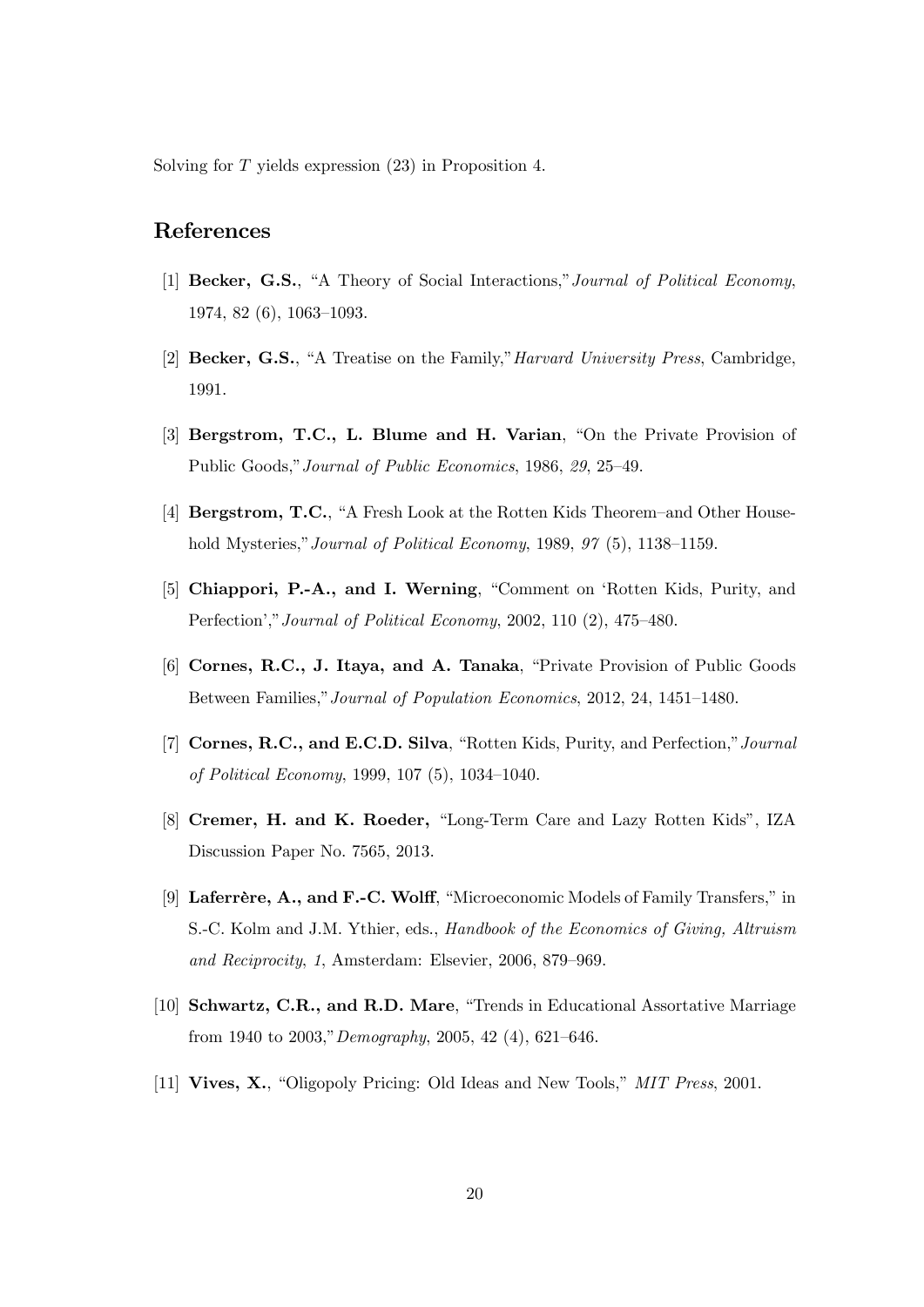Solving for $T$ yields expression (23) in Proposition 4.

## References

[1] **Becker, G.S.**, "A Theory of Social Interactions," *Journal of Political Economy*, 1974, 82 (6), 1063–1093.

[2] **Becker, G.S.**, "A Treatise on the Family," *Harvard University Press*, Cambridge, 1991.

[3] **Bergstrom, T.C., L. Blume and H. Varian**, "On the Private Provision of Public Goods," *Journal of Public Economics*, 1986, *29*, 25–49.

[4] **Bergstrom, T.C.**, "A Fresh Look at the Rotten Kids Theorem–and Other Household Mysteries," *Journal of Political Economy*, 1989, *97* (5), 1138–1159.

[5] **Chiappori, P.-A., and I. Werning**, "Comment on 'Rotten Kids, Purity, and Perfection'," *Journal of Political Economy*, 2002, 110 (2), 475–480.

[6] **Cornes, R.C., J. Itaya, and A. Tanaka**, "Private Provision of Public Goods Between Families," *Journal of Population Economics*, 2012, 24, 1451–1480.

[7] **Cornes, R.C., and E.C.D. Silva**, "Rotten Kids, Purity, and Perfection," *Journal of Political Economy*, 1999, 107 (5), 1034–1040.

[8] **Cremer, H. and K. Roeder,** "Long-Term Care and Lazy Rotten Kids", IZA Discussion Paper No. 7565, 2013.

[9] **Laferrère, A., and F.-C. Wolff**, "Microeconomic Models of Family Transfers," in S.-C. Kolm and J.M. Ythier, eds., *Handbook of the Economics of Giving, Altruism and Reciprocity*, *1*, Amsterdam: Elsevier, 2006, 879–969.

[10] **Schwartz, C.R., and R.D. Mare**, "Trends in Educational Assortative Marriage from 1940 to 2003," *Demography*, 2005, 42 (4), 621–646.

[11] **Vives, X.**, "Oligopoly Pricing: Old Ideas and New Tools," *MIT Press*, 2001.